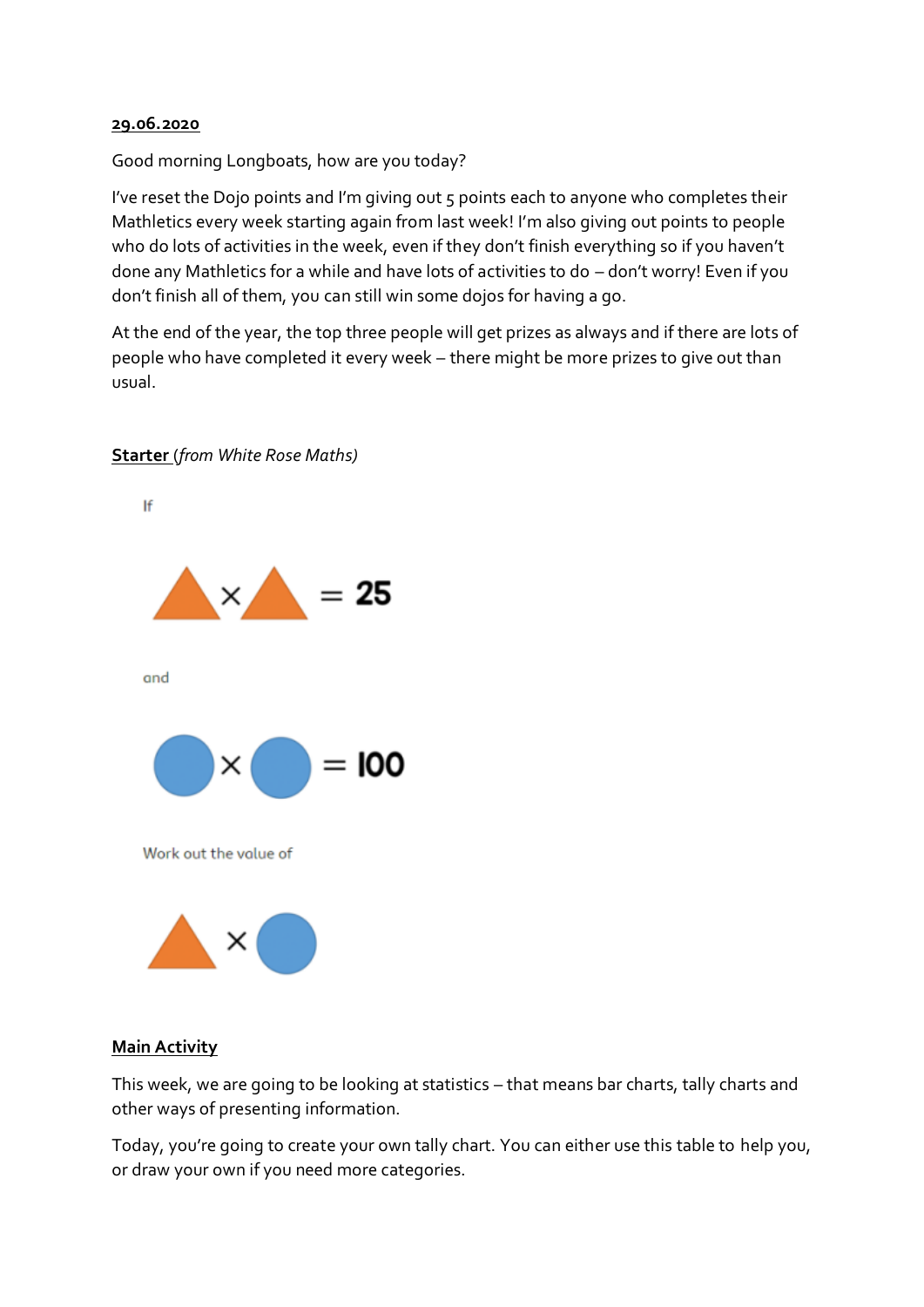**29.06.2020**

Good morning Longboats, how are you today?

I've reset the Dojo points and I'm giving out 5 points each to anyone who completes their Mathletics every week starting again from last week! I'm also giving out points to people who do lots of activities in the week, even if they don't finish everything so if you haven't done any Mathletics for a while and have lots of activities to do – don't worry! Even if you don't finish all of them, you can still win some dojos for having a go.

At the end of the year, the top three people will get prizes as always and if there are lots of people who have completed it every week – there might be more prizes to give out than usual.

**Starter** *(from White Rose Maths)*

If

▲ × ▲ = 25

and

● × ● = 100

Work out the value of

▲ × ●

**Main Activity**

This week, we are going to be looking at statistics – that means bar charts, tally charts and other ways of presenting information.

Today, you're going to create your own tally chart. You can either use this table to help you, or draw your own if you need more categories.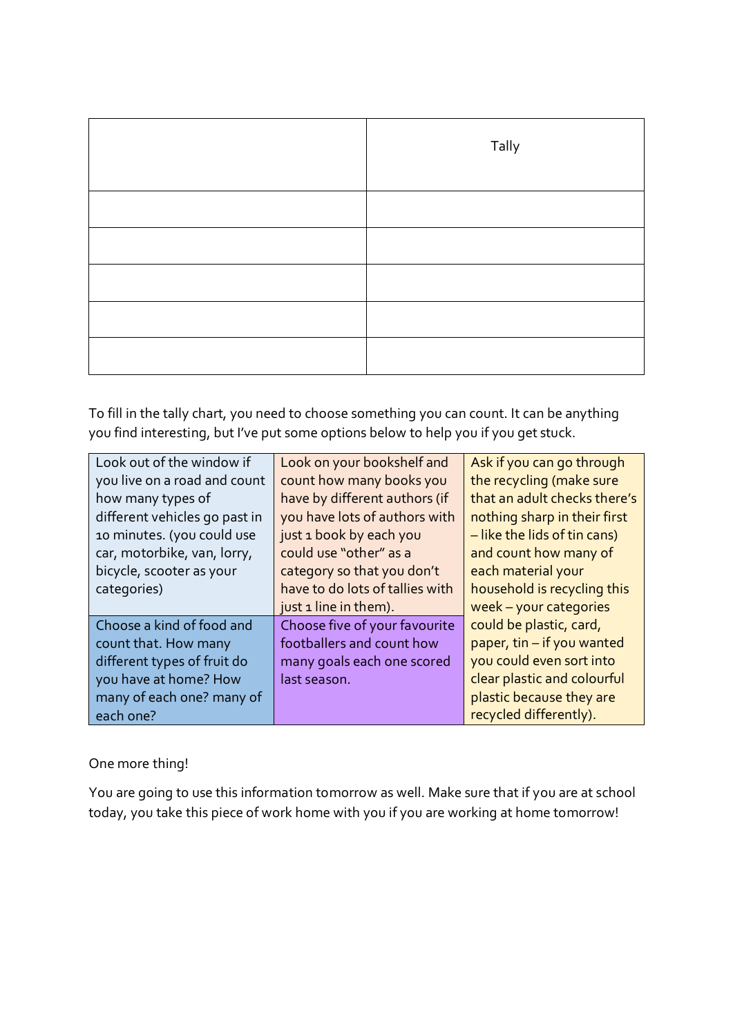| | Tally |
|---|---|
| | |
| | |
| | |
| | |
| | |

To fill in the tally chart, you need to choose something you can count. It can be anything you find interesting, but I've put some options below to help you if you get stuck.

| | | |
|---|---|---|
| Look out of the window if you live on a road and count how many types of different vehicles go past in 10 minutes. (you could use car, motorbike, van, lorry, bicycle, scooter as your categories) | Look on your bookshelf and count how many books you have by different authors (if you have lots of authors with just 1 book by each you could use "other" as a category so that you don't have to do lots of tallies with just 1 line in them). | Ask if you can go through the recycling (make sure that an adult checks there's nothing sharp in their first – like the lids of tin cans) and count how many of each material your household is recycling this week – your categories could be plastic, card, paper, tin – if you wanted you could even sort into clear plastic and colourful plastic because they are recycled differently). |
| Choose a kind of food and count that. How many different types of fruit do you have at home? How many of each one? many of each one? | Choose five of your favourite footballers and count how many goals each one scored last season. | |

One more thing!

You are going to use this information tomorrow as well. Make sure that if you are at school today, you take this piece of work home with you if you are working at home tomorrow!